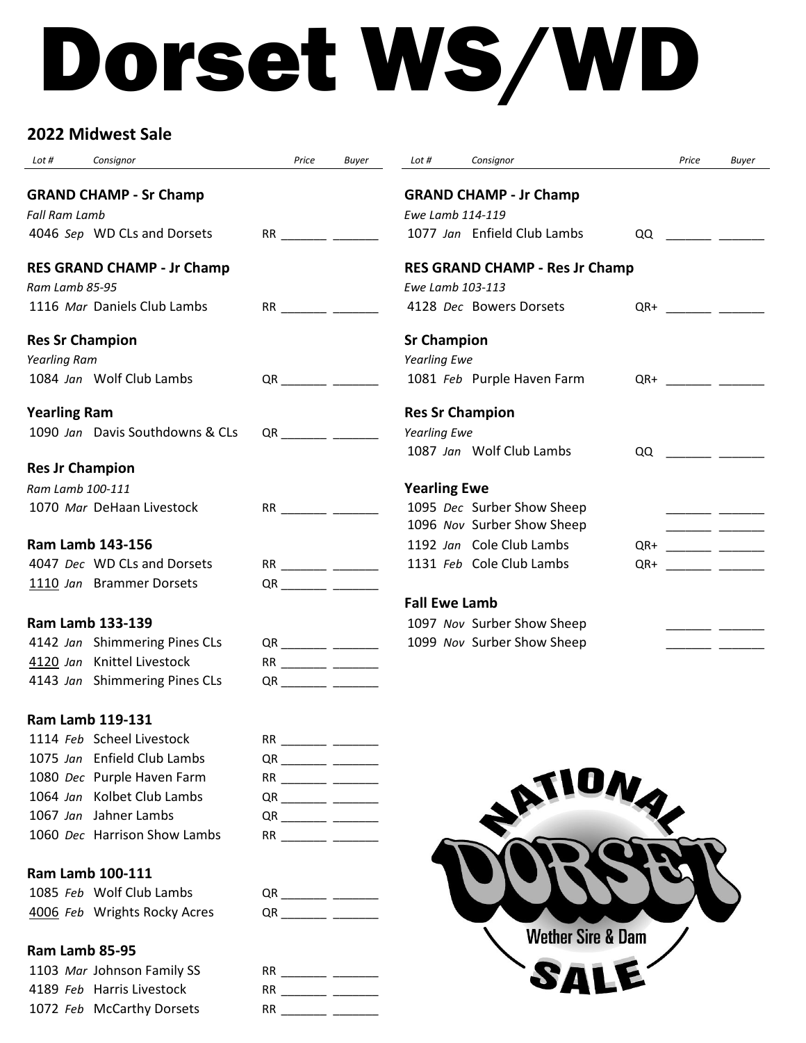# Dorset WS/WD

## 2022 Midwest Sale

| Lot # | | Consignor | | Price | Buyer |
|---|---|---|---|---|---|
| **GRAND CHAMP - Sr Champ** | | | | | |
| *Fall Ram Lamb* | | | | | |
| 4046 | *Sep* | WD CLs and Dorsets | RR | | |
| **RES GRAND CHAMP - Jr Champ** | | | | | |
| *Ram Lamb 85-95* | | | | | |
| 1116 | *Mar* | Daniels Club Lambs | RR | | |
| **Res Sr Champion** | | | | | |
| *Yearling Ram* | | | | | |
| 1084 | *Jan* | Wolf Club Lambs | QR | | |
| **Yearling Ram** | | | | | |
| 1090 | *Jan* | Davis Southdowns & CLs | QR | | |
| **Res Jr Champion** | | | | | |
| *Ram Lamb 100-111* | | | | | |
| 1070 | *Mar* | DeHaan Livestock | RR | | |
| **Ram Lamb 143-156** | | | | | |
| 4047 | *Dec* | WD CLs and Dorsets | RR | | |
| 1110 | *Jan* | Brammer Dorsets | QR | | |
| **Ram Lamb 133-139** | | | | | |
| 4142 | *Jan* | Shimmering Pines CLs | QR | | |
| 4120 | *Jan* | Knittel Livestock | RR | | |
| 4143 | *Jan* | Shimmering Pines CLs | QR | | |
| **Ram Lamb 119-131** | | | | | |
| 1114 | *Feb* | Scheel Livestock | RR | | |
| 1075 | *Jan* | Enfield Club Lambs | QR | | |
| 1080 | *Dec* | Purple Haven Farm | RR | | |
| 1064 | *Jan* | Kolbet Club Lambs | QR | | |
| 1067 | *Jan* | Jahner Lambs | QR | | |
| 1060 | *Dec* | Harrison Show Lambs | RR | | |
| **Ram Lamb 100-111** | | | | | |
| 1085 | *Feb* | Wolf Club Lambs | QR | | |
| 4006 | *Feb* | Wrights Rocky Acres | QR | | |
| **Ram Lamb 85-95** | | | | | |
| 1103 | *Mar* | Johnson Family SS | RR | | |
| 4189 | *Feb* | Harris Livestock | RR | | |
| 1072 | *Feb* | McCarthy Dorsets | RR | | |

| Lot # | | Consignor | | Price | Buyer |
|---|---|---|---|---|---|
| **GRAND CHAMP - Jr Champ** | | | | | |
| *Ewe Lamb 114-119* | | | | | |
| 1077 | *Jan* | Enfield Club Lambs | QQ | | |
| **RES GRAND CHAMP - Res Jr Champ** | | | | | |
| *Ewe Lamb 103-113* | | | | | |
| 4128 | *Dec* | Bowers Dorsets | QR+ | | |
| **Sr Champion** | | | | | |
| *Yearling Ewe* | | | | | |
| 1081 | *Feb* | Purple Haven Farm | QR+ | | |
| **Res Sr Champion** | | | | | |
| *Yearling Ewe* | | | | | |
| 1087 | *Jan* | Wolf Club Lambs | QQ | | |
| **Yearling Ewe** | | | | | |
| 1095 | *Dec* | Surber Show Sheep | | | |
| 1096 | *Nov* | Surber Show Sheep | | | |
| 1192 | *Jan* | Cole Club Lambs | QR+ | | |
| 1131 | *Feb* | Cole Club Lambs | QR+ | | |
| **Fall Ewe Lamb** | | | | | |
| 1097 | *Nov* | Surber Show Sheep | | | |
| 1099 | *Nov* | Surber Show Sheep | | | |

NATIONAL DORSET Wether Sire & Dam SALE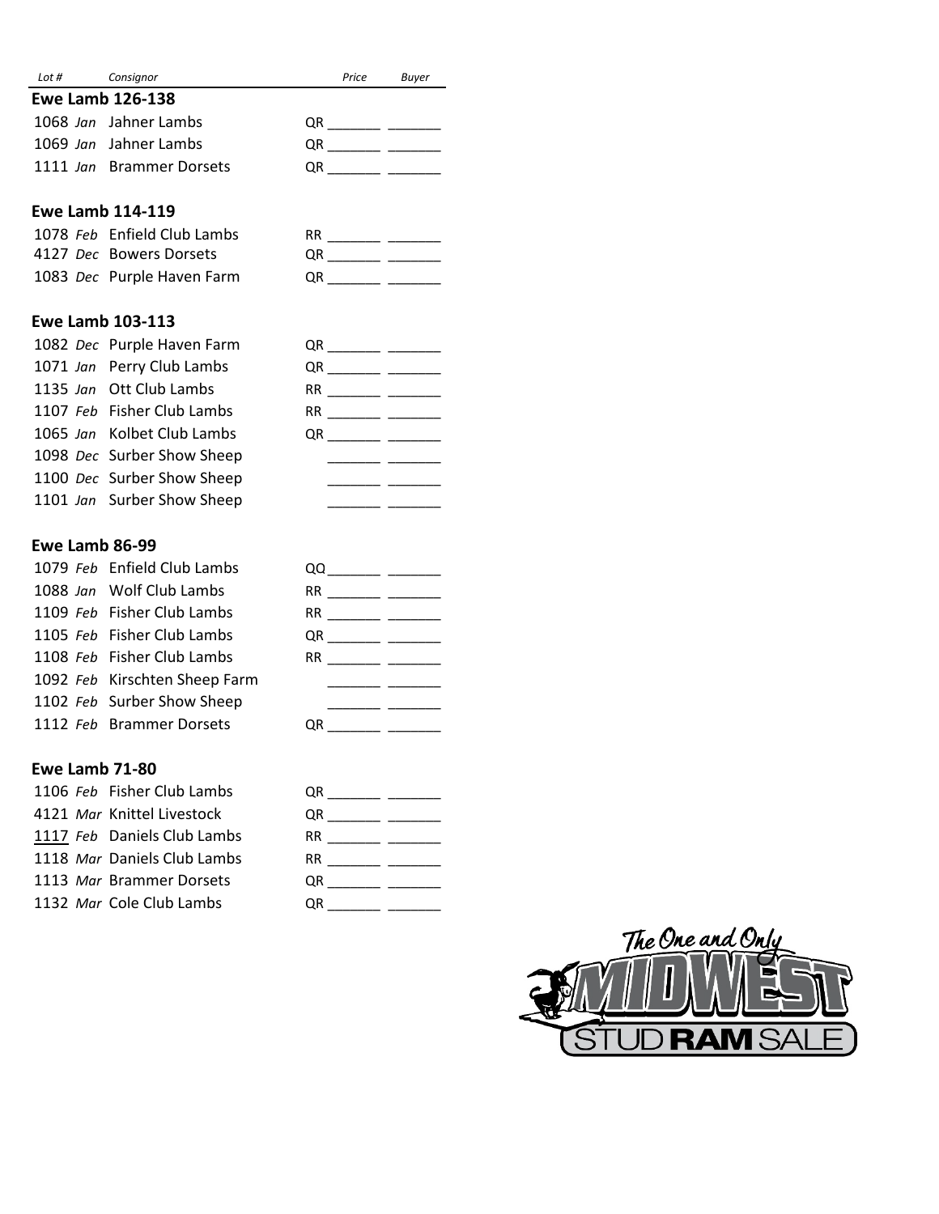| Lot # | | Consignor | | Price | Buyer |
|---|---|---|---|---|---|
| **Ewe Lamb 126-138** | | | | | |
| 1068 | *Jan* | Jahner Lambs | QR | _______ | _______ |
| 1069 | *Jan* | Jahner Lambs | QR | _______ | _______ |
| 1111 | *Jan* | Brammer Dorsets | QR | _______ | _______ |
| **Ewe Lamb 114-119** | | | | | |
| 1078 | *Feb* | Enfield Club Lambs | RR | _______ | _______ |
| 4127 | *Dec* | Bowers Dorsets | QR | _______ | _______ |
| 1083 | *Dec* | Purple Haven Farm | QR | _______ | _______ |
| **Ewe Lamb 103-113** | | | | | |
| 1082 | *Dec* | Purple Haven Farm | QR | _______ | _______ |
| 1071 | *Jan* | Perry Club Lambs | QR | _______ | _______ |
| 1135 | *Jan* | Ott Club Lambs | RR | _______ | _______ |
| 1107 | *Feb* | Fisher Club Lambs | RR | _______ | _______ |
| 1065 | *Jan* | Kolbet Club Lambs | QR | _______ | _______ |
| 1098 | *Dec* | Surber Show Sheep | | _______ | _______ |
| 1100 | *Dec* | Surber Show Sheep | | _______ | _______ |
| 1101 | *Jan* | Surber Show Sheep | | _______ | _______ |
| **Ewe Lamb 86-99** | | | | | |
| 1079 | *Feb* | Enfield Club Lambs | QQ | _______ | _______ |
| 1088 | *Jan* | Wolf Club Lambs | RR | _______ | _______ |
| 1109 | *Feb* | Fisher Club Lambs | RR | _______ | _______ |
| 1105 | *Feb* | Fisher Club Lambs | QR | _______ | _______ |
| 1108 | *Feb* | Fisher Club Lambs | RR | _______ | _______ |
| 1092 | *Feb* | Kirschten Sheep Farm | | _______ | _______ |
| 1102 | *Feb* | Surber Show Sheep | | _______ | _______ |
| 1112 | *Feb* | Brammer Dorsets | QR | _______ | _______ |
| **Ewe Lamb 71-80** | | | | | |
| 1106 | *Feb* | Fisher Club Lambs | QR | _______ | _______ |
| 4121 | *Mar* | Knittel Livestock | QR | _______ | _______ |
| 1117 | *Feb* | Daniels Club Lambs | RR | _______ | _______ |
| 1118 | *Mar* | Daniels Club Lambs | RR | _______ | _______ |
| 1113 | *Mar* | Brammer Dorsets | QR | _______ | _______ |
| 1132 | *Mar* | Cole Club Lambs | QR | _______ | _______ |

The One and Only MIDWEST STUD RAM SALE